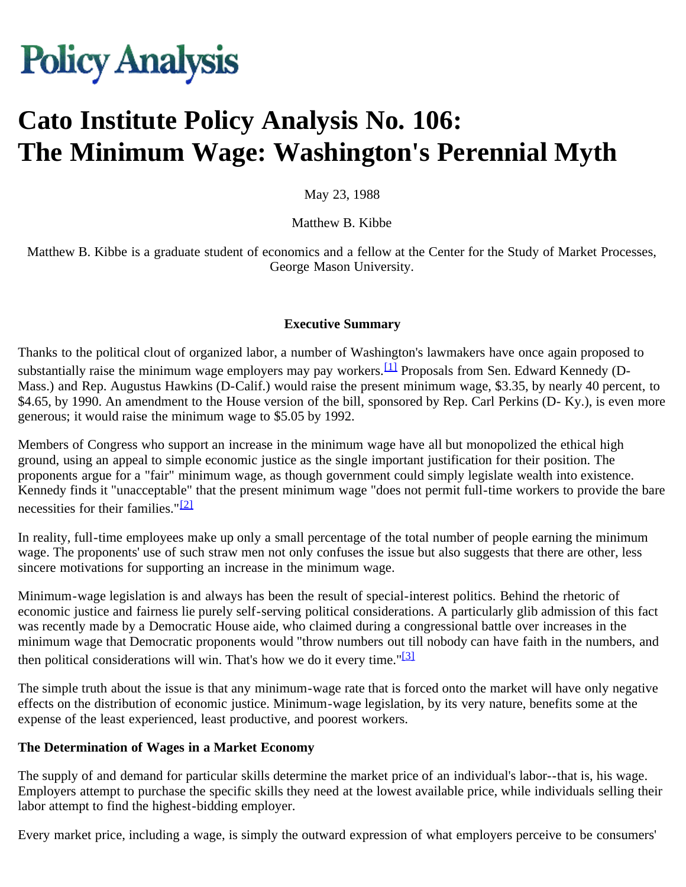# Policy Analysis

# Cato Institute Policy Analysis No. 106: The Minimum Wage: Washington's Perennial Myth

May 23, 1988

Matthew B. Kibbe

Matthew B. Kibbe is a graduate student of economics and a fellow at the Center for the Study of Market Processes, George Mason University.

**Executive Summary**

Thanks to the political clout of organized labor, a number of Washington's lawmakers have once again proposed to substantially raise the minimum wage employers may pay workers.[1] Proposals from Sen. Edward Kennedy (D-Mass.) and Rep. Augustus Hawkins (D-Calif.) would raise the present minimum wage, $3.35, by nearly 40 percent, to $4.65, by 1990. An amendment to the House version of the bill, sponsored by Rep. Carl Perkins (D- Ky.), is even more generous; it would raise the minimum wage to $5.05 by 1992.

Members of Congress who support an increase in the minimum wage have all but monopolized the ethical high ground, using an appeal to simple economic justice as the single important justification for their position. The proponents argue for a "fair" minimum wage, as though government could simply legislate wealth into existence. Kennedy finds it "unacceptable" that the present minimum wage "does not permit full-time workers to provide the bare necessities for their families."[2]

In reality, full-time employees make up only a small percentage of the total number of people earning the minimum wage. The proponents' use of such straw men not only confuses the issue but also suggests that there are other, less sincere motivations for supporting an increase in the minimum wage.

Minimum-wage legislation is and always has been the result of special-interest politics. Behind the rhetoric of economic justice and fairness lie purely self-serving political considerations. A particularly glib admission of this fact was recently made by a Democratic House aide, who claimed during a congressional battle over increases in the minimum wage that Democratic proponents would "throw numbers out till nobody can have faith in the numbers, and then political considerations will win. That's how we do it every time."[3]

The simple truth about the issue is that any minimum-wage rate that is forced onto the market will have only negative effects on the distribution of economic justice. Minimum-wage legislation, by its very nature, benefits some at the expense of the least experienced, least productive, and poorest workers.

**The Determination of Wages in a Market Economy**

The supply of and demand for particular skills determine the market price of an individual's labor--that is, his wage. Employers attempt to purchase the specific skills they need at the lowest available price, while individuals selling their labor attempt to find the highest-bidding employer.

Every market price, including a wage, is simply the outward expression of what employers perceive to be consumers'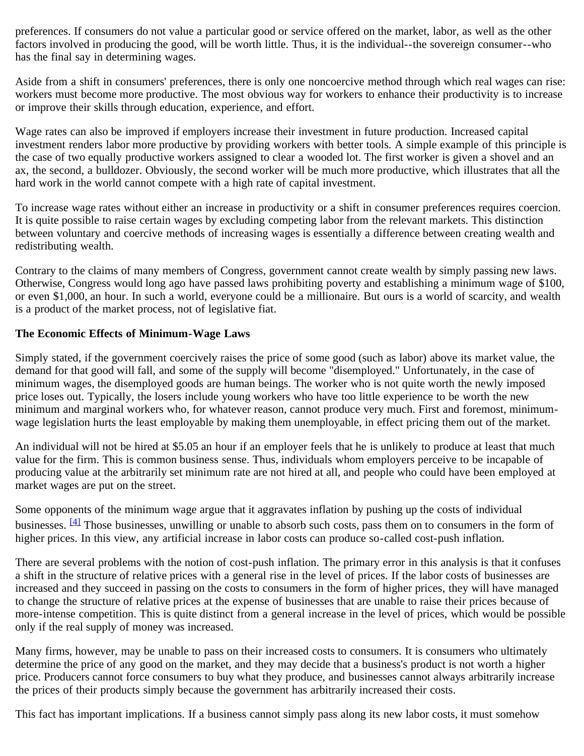preferences. If consumers do not value a particular good or service offered on the market, labor, as well as the other factors involved in producing the good, will be worth little. Thus, it is the individual--the sovereign consumer--who has the final say in determining wages.

Aside from a shift in consumers' preferences, there is only one noncoercive method through which real wages can rise: workers must become more productive. The most obvious way for workers to enhance their productivity is to increase or improve their skills through education, experience, and effort.

Wage rates can also be improved if employers increase their investment in future production. Increased capital investment renders labor more productive by providing workers with better tools. A simple example of this principle is the case of two equally productive workers assigned to clear a wooded lot. The first worker is given a shovel and an ax, the second, a bulldozer. Obviously, the second worker will be much more productive, which illustrates that all the hard work in the world cannot compete with a high rate of capital investment.

To increase wage rates without either an increase in productivity or a shift in consumer preferences requires coercion. It is quite possible to raise certain wages by excluding competing labor from the relevant markets. This distinction between voluntary and coercive methods of increasing wages is essentially a difference between creating wealth and redistributing wealth.

Contrary to the claims of many members of Congress, government cannot create wealth by simply passing new laws. Otherwise, Congress would long ago have passed laws prohibiting poverty and establishing a minimum wage of $100, or even $1,000, an hour. In such a world, everyone could be a millionaire. But ours is a world of scarcity, and wealth is a product of the market process, not of legislative fiat.

**The Economic Effects of Minimum-Wage Laws**

Simply stated, if the government coercively raises the price of some good (such as labor) above its market value, the demand for that good will fall, and some of the supply will become "disemployed." Unfortunately, in the case of minimum wages, the disemployed goods are human beings. The worker who is not quite worth the newly imposed price loses out. Typically, the losers include young workers who have too little experience to be worth the new minimum and marginal workers who, for whatever reason, cannot produce very much. First and foremost, minimum-wage legislation hurts the least employable by making them unemployable, in effect pricing them out of the market.

An individual will not be hired at $5.05 an hour if an employer feels that he is unlikely to produce at least that much value for the firm. This is common business sense. Thus, individuals whom employers perceive to be incapable of producing value at the arbitrarily set minimum rate are not hired at all, and people who could have been employed at market wages are put on the street.

Some opponents of the minimum wage argue that it aggravates inflation by pushing up the costs of individual businesses. [4] Those businesses, unwilling or unable to absorb such costs, pass them on to consumers in the form of higher prices. In this view, any artificial increase in labor costs can produce so-called cost-push inflation.

There are several problems with the notion of cost-push inflation. The primary error in this analysis is that it confuses a shift in the structure of relative prices with a general rise in the level of prices. If the labor costs of businesses are increased and they succeed in passing on the costs to consumers in the form of higher prices, they will have managed to change the structure of relative prices at the expense of businesses that are unable to raise their prices because of more-intense competition. This is quite distinct from a general increase in the level of prices, which would be possible only if the real supply of money was increased.

Many firms, however, may be unable to pass on their increased costs to consumers. It is consumers who ultimately determine the price of any good on the market, and they may decide that a business's product is not worth a higher price. Producers cannot force consumers to buy what they produce, and businesses cannot always arbitrarily increase the prices of their products simply because the government has arbitrarily increased their costs.

This fact has important implications. If a business cannot simply pass along its new labor costs, it must somehow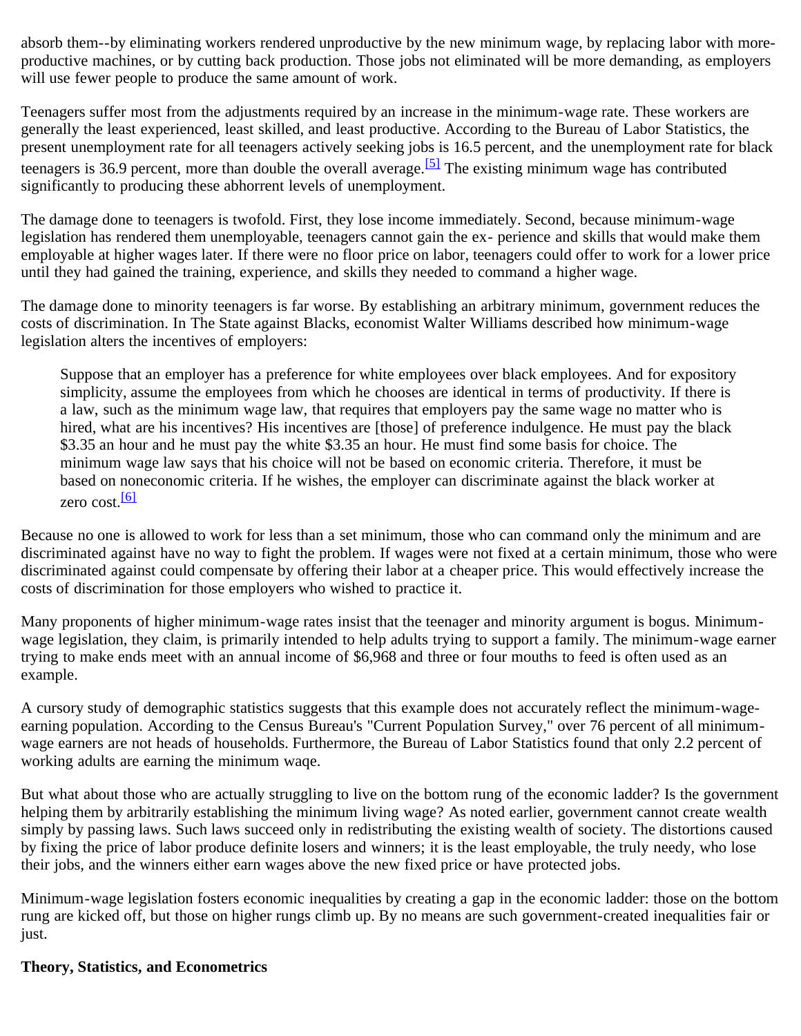absorb them--by eliminating workers rendered unproductive by the new minimum wage, by replacing labor with more-productive machines, or by cutting back production. Those jobs not eliminated will be more demanding, as employers will use fewer people to produce the same amount of work.

Teenagers suffer most from the adjustments required by an increase in the minimum-wage rate. These workers are generally the least experienced, least skilled, and least productive. According to the Bureau of Labor Statistics, the present unemployment rate for all teenagers actively seeking jobs is 16.5 percent, and the unemployment rate for black teenagers is 36.9 percent, more than double the overall average.[5] The existing minimum wage has contributed significantly to producing these abhorrent levels of unemployment.

The damage done to teenagers is twofold. First, they lose income immediately. Second, because minimum-wage legislation has rendered them unemployable, teenagers cannot gain the ex- perience and skills that would make them employable at higher wages later. If there were no floor price on labor, teenagers could offer to work for a lower price until they had gained the training, experience, and skills they needed to command a higher wage.

The damage done to minority teenagers is far worse. By establishing an arbitrary minimum, government reduces the costs of discrimination. In The State against Blacks, economist Walter Williams described how minimum-wage legislation alters the incentives of employers:

> Suppose that an employer has a preference for white employees over black employees. And for expository simplicity, assume the employees from which he chooses are identical in terms of productivity. If there is a law, such as the minimum wage law, that requires that employers pay the same wage no matter who is hired, what are his incentives? His incentives are [those] of preference indulgence. He must pay the black $3.35 an hour and he must pay the white $3.35 an hour. He must find some basis for choice. The minimum wage law says that his choice will not be based on economic criteria. Therefore, it must be based on noneconomic criteria. If he wishes, the employer can discriminate against the black worker at zero cost.[6]

Because no one is allowed to work for less than a set minimum, those who can command only the minimum and are discriminated against have no way to fight the problem. If wages were not fixed at a certain minimum, those who were discriminated against could compensate by offering their labor at a cheaper price. This would effectively increase the costs of discrimination for those employers who wished to practice it.

Many proponents of higher minimum-wage rates insist that the teenager and minority argument is bogus. Minimum-wage legislation, they claim, is primarily intended to help adults trying to support a family. The minimum-wage earner trying to make ends meet with an annual income of $6,968 and three or four mouths to feed is often used as an example.

A cursory study of demographic statistics suggests that this example does not accurately reflect the minimum-wage-earning population. According to the Census Bureau's "Current Population Survey," over 76 percent of all minimum-wage earners are not heads of households. Furthermore, the Bureau of Labor Statistics found that only 2.2 percent of working adults are earning the minimum waqe.

But what about those who are actually struggling to live on the bottom rung of the economic ladder? Is the government helping them by arbitrarily establishing the minimum living wage? As noted earlier, government cannot create wealth simply by passing laws. Such laws succeed only in redistributing the existing wealth of society. The distortions caused by fixing the price of labor produce definite losers and winners; it is the least employable, the truly needy, who lose their jobs, and the winners either earn wages above the new fixed price or have protected jobs.

Minimum-wage legislation fosters economic inequalities by creating a gap in the economic ladder: those on the bottom rung are kicked off, but those on higher rungs climb up. By no means are such government-created inequalities fair or just.

**Theory, Statistics, and Econometrics**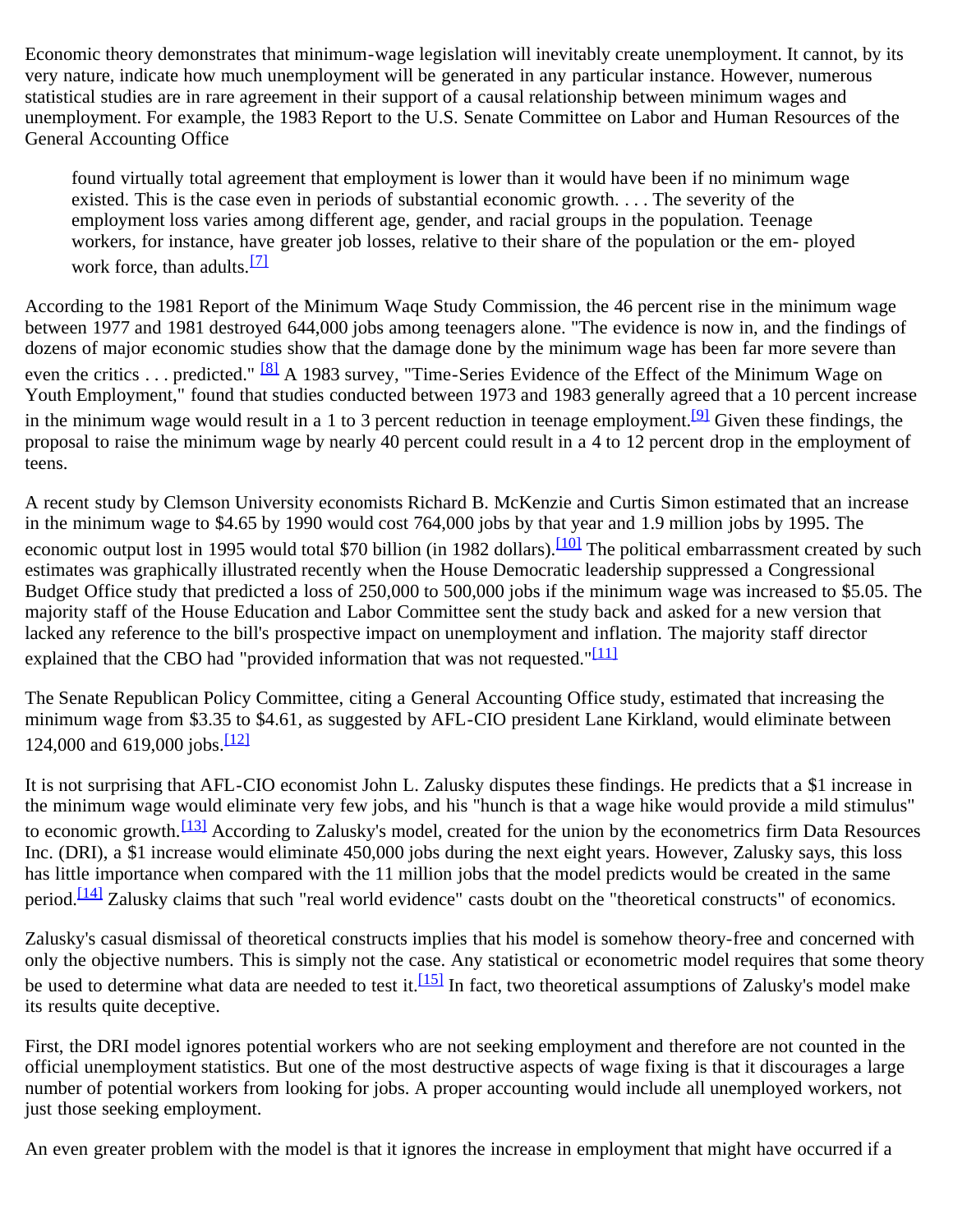Economic theory demonstrates that minimum-wage legislation will inevitably create unemployment. It cannot, by its very nature, indicate how much unemployment will be generated in any particular instance. However, numerous statistical studies are in rare agreement in their support of a causal relationship between minimum wages and unemployment. For example, the 1983 Report to the U.S. Senate Committee on Labor and Human Resources of the General Accounting Office

> found virtually total agreement that employment is lower than it would have been if no minimum wage existed. This is the case even in periods of substantial economic growth. . . . The severity of the employment loss varies among different age, gender, and racial groups in the population. Teenage workers, for instance, have greater job losses, relative to their share of the population or the em- ployed work force, than adults.[7]

According to the 1981 Report of the Minimum Waqe Study Commission, the 46 percent rise in the minimum wage between 1977 and 1981 destroyed 644,000 jobs among teenagers alone. "The evidence is now in, and the findings of dozens of major economic studies show that the damage done by the minimum wage has been far more severe than even the critics . . . predicted." [8] A 1983 survey, "Time-Series Evidence of the Effect of the Minimum Wage on Youth Employment," found that studies conducted between 1973 and 1983 generally agreed that a 10 percent increase in the minimum wage would result in a 1 to 3 percent reduction in teenage employment.[9] Given these findings, the proposal to raise the minimum wage by nearly 40 percent could result in a 4 to 12 percent drop in the employment of teens.

A recent study by Clemson University economists Richard B. McKenzie and Curtis Simon estimated that an increase in the minimum wage to $4.65 by 1990 would cost 764,000 jobs by that year and 1.9 million jobs by 1995. The economic output lost in 1995 would total $70 billion (in 1982 dollars).[10] The political embarrassment created by such estimates was graphically illustrated recently when the House Democratic leadership suppressed a Congressional Budget Office study that predicted a loss of 250,000 to 500,000 jobs if the minimum wage was increased to $5.05. The majority staff of the House Education and Labor Committee sent the study back and asked for a new version that lacked any reference to the bill's prospective impact on unemployment and inflation. The majority staff director explained that the CBO had "provided information that was not requested."[11]

The Senate Republican Policy Committee, citing a General Accounting Office study, estimated that increasing the minimum wage from $3.35 to $4.61, as suggested by AFL-CIO president Lane Kirkland, would eliminate between 124,000 and 619,000 jobs.[12]

It is not surprising that AFL-CIO economist John L. Zalusky disputes these findings. He predicts that a $1 increase in the minimum wage would eliminate very few jobs, and his "hunch is that a wage hike would provide a mild stimulus" to economic growth.[13] According to Zalusky's model, created for the union by the econometrics firm Data Resources Inc. (DRI), a $1 increase would eliminate 450,000 jobs during the next eight years. However, Zalusky says, this loss has little importance when compared with the 11 million jobs that the model predicts would be created in the same period.[14] Zalusky claims that such "real world evidence" casts doubt on the "theoretical constructs" of economics.

Zalusky's casual dismissal of theoretical constructs implies that his model is somehow theory-free and concerned with only the objective numbers. This is simply not the case. Any statistical or econometric model requires that some theory be used to determine what data are needed to test it.[15] In fact, two theoretical assumptions of Zalusky's model make its results quite deceptive.

First, the DRI model ignores potential workers who are not seeking employment and therefore are not counted in the official unemployment statistics. But one of the most destructive aspects of wage fixing is that it discourages a large number of potential workers from looking for jobs. A proper accounting would include all unemployed workers, not just those seeking employment.

An even greater problem with the model is that it ignores the increase in employment that might have occurred if a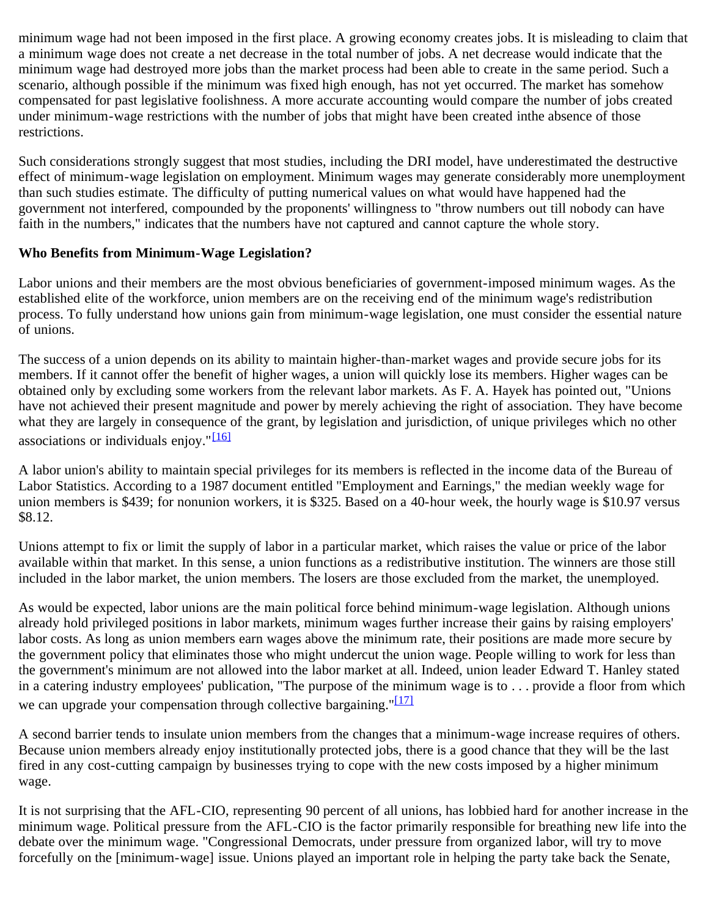minimum wage had not been imposed in the first place. A growing economy creates jobs. It is misleading to claim that a minimum wage does not create a net decrease in the total number of jobs. A net decrease would indicate that the minimum wage had destroyed more jobs than the market process had been able to create in the same period. Such a scenario, although possible if the minimum was fixed high enough, has not yet occurred. The market has somehow compensated for past legislative foolishness. A more accurate accounting would compare the number of jobs created under minimum-wage restrictions with the number of jobs that might have been created inthe absence of those restrictions.

Such considerations strongly suggest that most studies, including the DRI model, have underestimated the destructive effect of minimum-wage legislation on employment. Minimum wages may generate considerably more unemployment than such studies estimate. The difficulty of putting numerical values on what would have happened had the government not interfered, compounded by the proponents' willingness to "throw numbers out till nobody can have faith in the numbers," indicates that the numbers have not captured and cannot capture the whole story.

**Who Benefits from Minimum-Wage Legislation?**

Labor unions and their members are the most obvious beneficiaries of government-imposed minimum wages. As the established elite of the workforce, union members are on the receiving end of the minimum wage's redistribution process. To fully understand how unions gain from minimum-wage legislation, one must consider the essential nature of unions.

The success of a union depends on its ability to maintain higher-than-market wages and provide secure jobs for its members. If it cannot offer the benefit of higher wages, a union will quickly lose its members. Higher wages can be obtained only by excluding some workers from the relevant labor markets. As F. A. Hayek has pointed out, "Unions have not achieved their present magnitude and power by merely achieving the right of association. They have become what they are largely in consequence of the grant, by legislation and jurisdiction, of unique privileges which no other associations or individuals enjoy."[16]

A labor union's ability to maintain special privileges for its members is reflected in the income data of the Bureau of Labor Statistics. According to a 1987 document entitled "Employment and Earnings," the median weekly wage for union members is $439; for nonunion workers, it is $325. Based on a 40-hour week, the hourly wage is $10.97 versus $8.12.

Unions attempt to fix or limit the supply of labor in a particular market, which raises the value or price of the labor available within that market. In this sense, a union functions as a redistributive institution. The winners are those still included in the labor market, the union members. The losers are those excluded from the market, the unemployed.

As would be expected, labor unions are the main political force behind minimum-wage legislation. Although unions already hold privileged positions in labor markets, minimum wages further increase their gains by raising employers' labor costs. As long as union members earn wages above the minimum rate, their positions are made more secure by the government policy that eliminates those who might undercut the union wage. People willing to work for less than the government's minimum are not allowed into the labor market at all. Indeed, union leader Edward T. Hanley stated in a catering industry employees' publication, "The purpose of the minimum wage is to . . . provide a floor from which we can upgrade your compensation through collective bargaining."[17]

A second barrier tends to insulate union members from the changes that a minimum-wage increase requires of others. Because union members already enjoy institutionally protected jobs, there is a good chance that they will be the last fired in any cost-cutting campaign by businesses trying to cope with the new costs imposed by a higher minimum wage.

It is not surprising that the AFL-CIO, representing 90 percent of all unions, has lobbied hard for another increase in the minimum wage. Political pressure from the AFL-CIO is the factor primarily responsible for breathing new life into the debate over the minimum wage. "Congressional Democrats, under pressure from organized labor, will try to move forcefully on the [minimum-wage] issue. Unions played an important role in helping the party take back the Senate,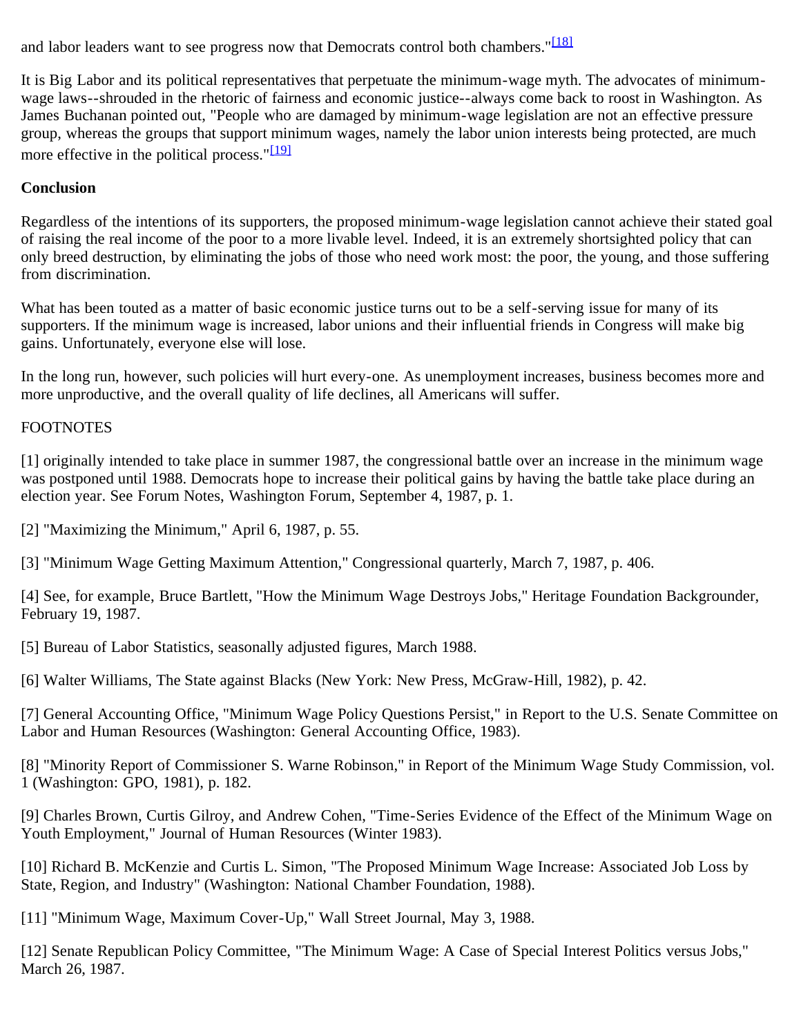and labor leaders want to see progress now that Democrats control both chambers."[18]

It is Big Labor and its political representatives that perpetuate the minimum-wage myth. The advocates of minimum-wage laws--shrouded in the rhetoric of fairness and economic justice--always come back to roost in Washington. As James Buchanan pointed out, "People who are damaged by minimum-wage legislation are not an effective pressure group, whereas the groups that support minimum wages, namely the labor union interests being protected, are much more effective in the political process."[19]

**Conclusion**

Regardless of the intentions of its supporters, the proposed minimum-wage legislation cannot achieve their stated goal of raising the real income of the poor to a more livable level. Indeed, it is an extremely shortsighted policy that can only breed destruction, by eliminating the jobs of those who need work most: the poor, the young, and those suffering from discrimination.

What has been touted as a matter of basic economic justice turns out to be a self-serving issue for many of its supporters. If the minimum wage is increased, labor unions and their influential friends in Congress will make big gains. Unfortunately, everyone else will lose.

In the long run, however, such policies will hurt every-one. As unemployment increases, business becomes more and more unproductive, and the overall quality of life declines, all Americans will suffer.

FOOTNOTES

[1] originally intended to take place in summer 1987, the congressional battle over an increase in the minimum wage was postponed until 1988. Democrats hope to increase their political gains by having the battle take place during an election year. See Forum Notes, Washington Forum, September 4, 1987, p. 1.

[2] "Maximizing the Minimum," April 6, 1987, p. 55.

[3] "Minimum Wage Getting Maximum Attention," Congressional quarterly, March 7, 1987, p. 406.

[4] See, for example, Bruce Bartlett, "How the Minimum Wage Destroys Jobs," Heritage Foundation Backgrounder, February 19, 1987.

[5] Bureau of Labor Statistics, seasonally adjusted figures, March 1988.

[6] Walter Williams, The State against Blacks (New York: New Press, McGraw-Hill, 1982), p. 42.

[7] General Accounting Office, "Minimum Wage Policy Questions Persist," in Report to the U.S. Senate Committee on Labor and Human Resources (Washington: General Accounting Office, 1983).

[8] "Minority Report of Commissioner S. Warne Robinson," in Report of the Minimum Wage Study Commission, vol. 1 (Washington: GPO, 1981), p. 182.

[9] Charles Brown, Curtis Gilroy, and Andrew Cohen, "Time-Series Evidence of the Effect of the Minimum Wage on Youth Employment," Journal of Human Resources (Winter 1983).

[10] Richard B. McKenzie and Curtis L. Simon, "The Proposed Minimum Wage Increase: Associated Job Loss by State, Region, and Industry" (Washington: National Chamber Foundation, 1988).

[11] "Minimum Wage, Maximum Cover-Up," Wall Street Journal, May 3, 1988.

[12] Senate Republican Policy Committee, "The Minimum Wage: A Case of Special Interest Politics versus Jobs," March 26, 1987.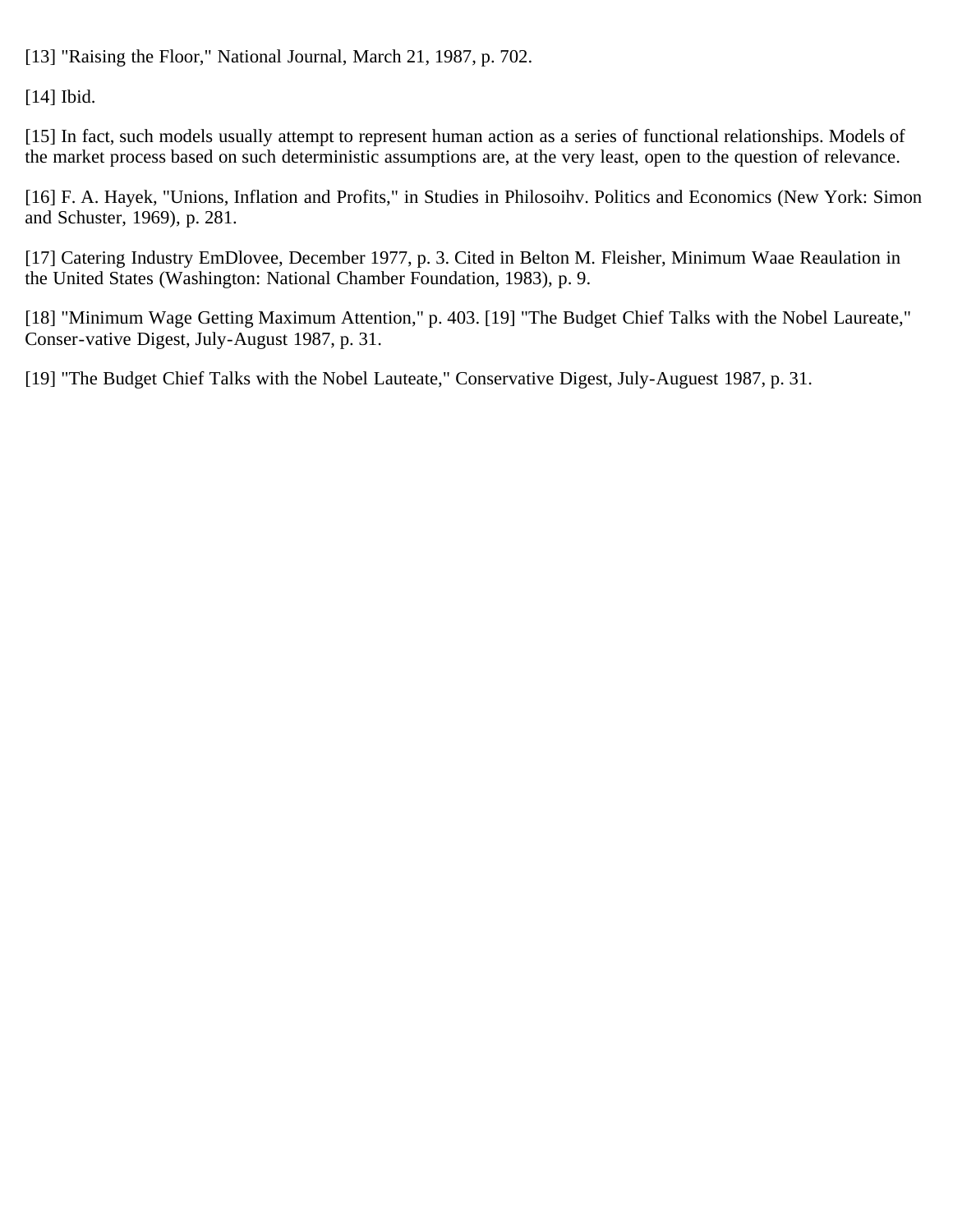[13] "Raising the Floor," National Journal, March 21, 1987, p. 702.

[14] Ibid.

[15] In fact, such models usually attempt to represent human action as a series of functional relationships. Models of the market process based on such deterministic assumptions are, at the very least, open to the question of relevance.

[16] F. A. Hayek, "Unions, Inflation and Profits," in Studies in Philosoihv. Politics and Economics (New York: Simon and Schuster, 1969), p. 281.

[17] Catering Industry EmDlovee, December 1977, p. 3. Cited in Belton M. Fleisher, Minimum Waae Reaulation in the United States (Washington: National Chamber Foundation, 1983), p. 9.

[18] "Minimum Wage Getting Maximum Attention," p. 403. [19] "The Budget Chief Talks with the Nobel Laureate," Conser-vative Digest, July-August 1987, p. 31.

[19] "The Budget Chief Talks with the Nobel Lauteate," Conservative Digest, July-Auguest 1987, p. 31.